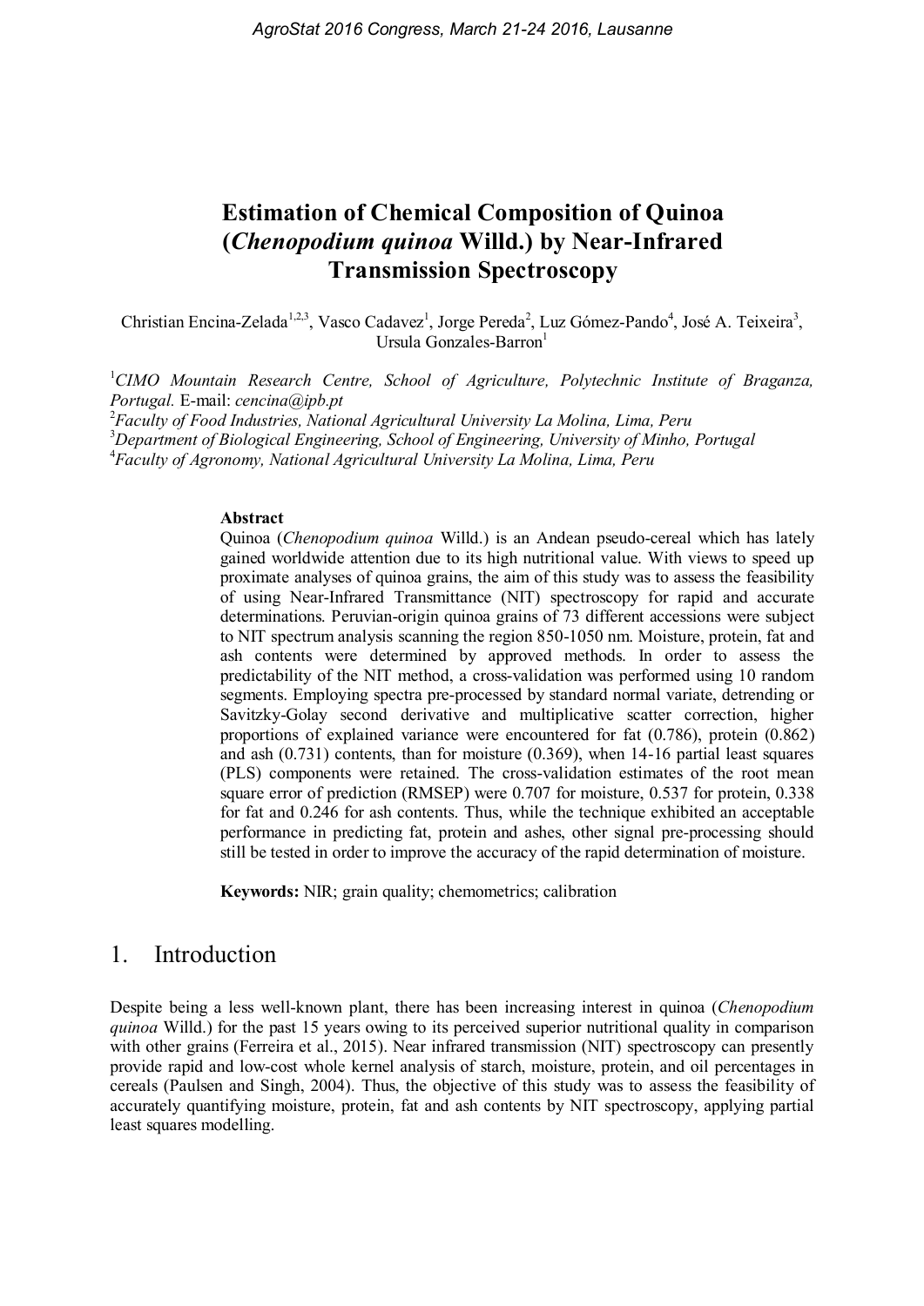# Estimation of Chemical Composition of Quinoa (*Chenopodium quinoa* Willd.) by Near-Infrared Transmission Spectroscopy

Christian Encina-Zelada[1,2,3], Vasco Cadavez[1], Jorge Pereda[2], Luz Gómez-Pando[4], José A. Teixeira[3], Ursula Gonzales-Barron[1]

[1]*CIMO Mountain Research Centre, School of Agriculture, Polytechnic Institute of Braganza, Portugal.* E-mail: *cencina@ipb.pt*

[2]*Faculty of Food Industries, National Agricultural University La Molina, Lima, Peru*

[3]*Department of Biological Engineering, School of Engineering, University of Minho, Portugal*

[4]*Faculty of Agronomy, National Agricultural University La Molina, Lima, Peru*

**Abstract**

Quinoa (*Chenopodium quinoa* Willd.) is an Andean pseudo-cereal which has lately gained worldwide attention due to its high nutritional value. With views to speed up proximate analyses of quinoa grains, the aim of this study was to assess the feasibility of using Near-Infrared Transmittance (NIT) spectroscopy for rapid and accurate determinations. Peruvian-origin quinoa grains of 73 different accessions were subject to NIT spectrum analysis scanning the region 850-1050 nm. Moisture, protein, fat and ash contents were determined by approved methods. In order to assess the predictability of the NIT method, a cross-validation was performed using 10 random segments. Employing spectra pre-processed by standard normal variate, detrending or Savitzky-Golay second derivative and multiplicative scatter correction, higher proportions of explained variance were encountered for fat (0.786), protein (0.862) and ash (0.731) contents, than for moisture (0.369), when 14-16 partial least squares (PLS) components were retained. The cross-validation estimates of the root mean square error of prediction (RMSEP) were 0.707 for moisture, 0.537 for protein, 0.338 for fat and 0.246 for ash contents. Thus, while the technique exhibited an acceptable performance in predicting fat, protein and ashes, other signal pre-processing should still be tested in order to improve the accuracy of the rapid determination of moisture.

**Keywords:** NIR; grain quality; chemometrics; calibration

## 1. Introduction

Despite being a less well-known plant, there has been increasing interest in quinoa (*Chenopodium quinoa* Willd.) for the past 15 years owing to its perceived superior nutritional quality in comparison with other grains (Ferreira et al., 2015). Near infrared transmission (NIT) spectroscopy can presently provide rapid and low-cost whole kernel analysis of starch, moisture, protein, and oil percentages in cereals (Paulsen and Singh, 2004). Thus, the objective of this study was to assess the feasibility of accurately quantifying moisture, protein, fat and ash contents by NIT spectroscopy, applying partial least squares modelling.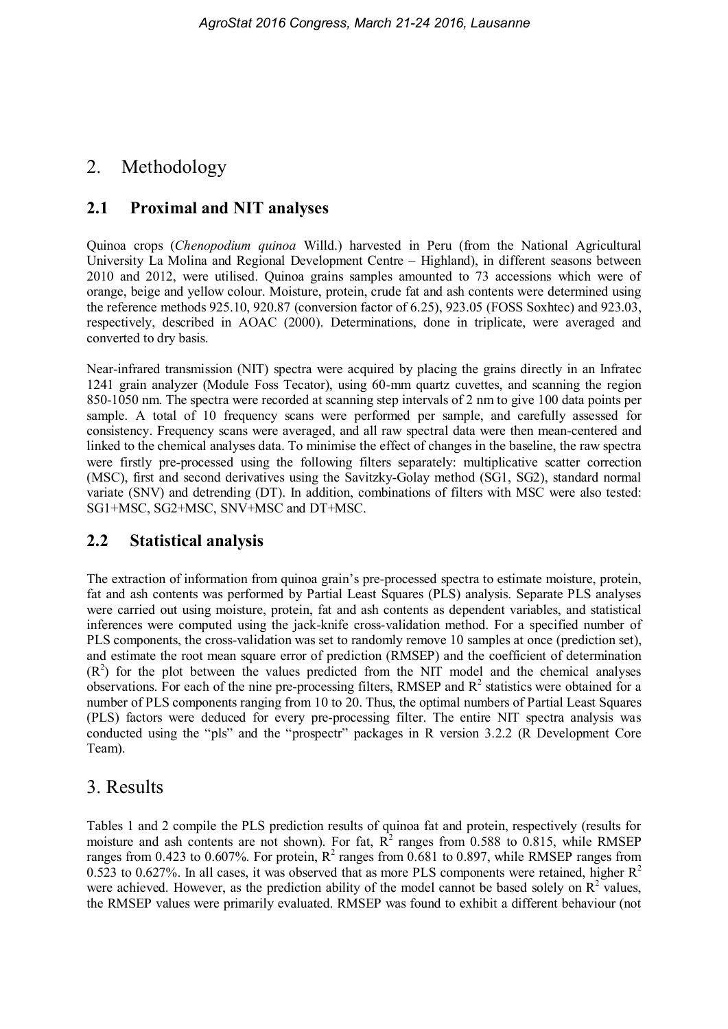# 2. Methodology

## 2.1 Proximal and NIT analyses

Quinoa crops (*Chenopodium quinoa* Willd.) harvested in Peru (from the National Agricultural University La Molina and Regional Development Centre – Highland), in different seasons between 2010 and 2012, were utilised. Quinoa grains samples amounted to 73 accessions which were of orange, beige and yellow colour. Moisture, protein, crude fat and ash contents were determined using the reference methods 925.10, 920.87 (conversion factor of 6.25), 923.05 (FOSS Soxhtec) and 923.03, respectively, described in AOAC (2000). Determinations, done in triplicate, were averaged and converted to dry basis.

Near-infrared transmission (NIT) spectra were acquired by placing the grains directly in an Infratec 1241 grain analyzer (Module Foss Tecator), using 60-mm quartz cuvettes, and scanning the region 850-1050 nm. The spectra were recorded at scanning step intervals of 2 nm to give 100 data points per sample. A total of 10 frequency scans were performed per sample, and carefully assessed for consistency. Frequency scans were averaged, and all raw spectral data were then mean-centered and linked to the chemical analyses data. To minimise the effect of changes in the baseline, the raw spectra were firstly pre-processed using the following filters separately: multiplicative scatter correction (MSC), first and second derivatives using the Savitzky-Golay method (SG1, SG2), standard normal variate (SNV) and detrending (DT). In addition, combinations of filters with MSC were also tested: SG1+MSC, SG2+MSC, SNV+MSC and DT+MSC.

## 2.2 Statistical analysis

The extraction of information from quinoa grain's pre-processed spectra to estimate moisture, protein, fat and ash contents was performed by Partial Least Squares (PLS) analysis. Separate PLS analyses were carried out using moisture, protein, fat and ash contents as dependent variables, and statistical inferences were computed using the jack-knife cross-validation method. For a specified number of PLS components, the cross-validation was set to randomly remove 10 samples at once (prediction set), and estimate the root mean square error of prediction (RMSEP) and the coefficient of determination ($R^2$) for the plot between the values predicted from the NIT model and the chemical analyses observations. For each of the nine pre-processing filters, RMSEP and $R^2$ statistics were obtained for a number of PLS components ranging from 10 to 20. Thus, the optimal numbers of Partial Least Squares (PLS) factors were deduced for every pre-processing filter. The entire NIT spectra analysis was conducted using the "pls" and the "prospectr" packages in R version 3.2.2 (R Development Core Team).

# 3. Results

Tables 1 and 2 compile the PLS prediction results of quinoa fat and protein, respectively (results for moisture and ash contents are not shown). For fat, $R^2$ ranges from 0.588 to 0.815, while RMSEP ranges from 0.423 to 0.607%. For protein, $R^2$ ranges from 0.681 to 0.897, while RMSEP ranges from 0.523 to 0.627%. In all cases, it was observed that as more PLS components were retained, higher $R^2$ were achieved. However, as the prediction ability of the model cannot be based solely on $R^2$ values, the RMSEP values were primarily evaluated. RMSEP was found to exhibit a different behaviour (not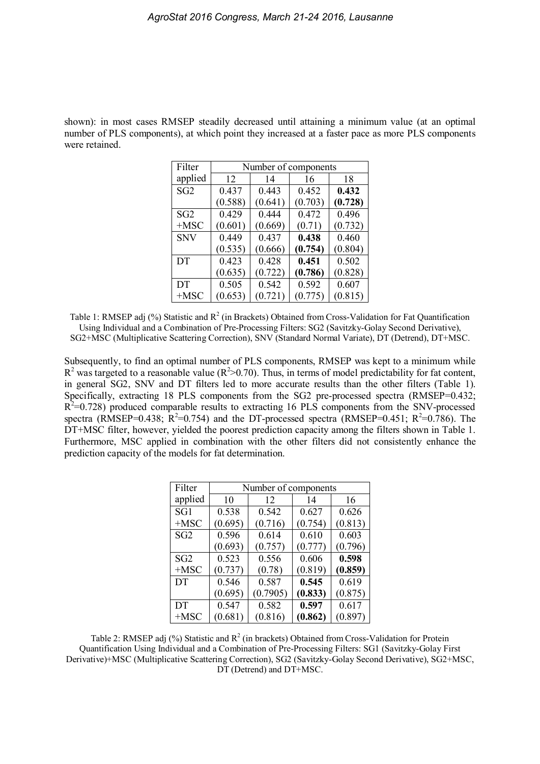shown): in most cases RMSEP steadily decreased until attaining a minimum value (at an optimal number of PLS components), at which point they increased at a faster pace as more PLS components were retained.

| Filter applied | Number of components | | | |
|---|---|---|---|---|
| | 12 | 14 | 16 | 18 |
| SG2 | 0.437 (0.588) | 0.443 (0.641) | 0.452 (0.703) | **0.432 (0.728)** |
| SG2 +MSC | 0.429 (0.601) | 0.444 (0.669) | 0.472 (0.71) | 0.496 (0.732) |
| SNV | 0.449 (0.535) | 0.437 (0.666) | **0.438 (0.754)** | 0.460 (0.804) |
| DT | 0.423 (0.635) | 0.428 (0.722) | **0.451 (0.786)** | 0.502 (0.828) |
| DT +MSC | 0.505 (0.653) | 0.542 (0.721) | 0.592 (0.775) | 0.607 (0.815) |

Table 1: RMSEP adj (%) Statistic and $R^2$ (in Brackets) Obtained from Cross-Validation for Fat Quantification Using Individual and a Combination of Pre-Processing Filters: SG2 (Savitzky-Golay Second Derivative), SG2+MSC (Multiplicative Scattering Correction), SNV (Standard Normal Variate), DT (Detrend), DT+MSC.

Subsequently, to find an optimal number of PLS components, RMSEP was kept to a minimum while $R^2$ was targeted to a reasonable value ($R^2$>0.70). Thus, in terms of model predictability for fat content, in general SG2, SNV and DT filters led to more accurate results than the other filters (Table 1). Specifically, extracting 18 PLS components from the SG2 pre-processed spectra (RMSEP=0.432; $R^2$=0.728) produced comparable results to extracting 16 PLS components from the SNV-processed spectra (RMSEP=0.438; $R^2$=0.754) and the DT-processed spectra (RMSEP=0.451; $R^2$=0.786). The DT+MSC filter, however, yielded the poorest prediction capacity among the filters shown in Table 1. Furthermore, MSC applied in combination with the other filters did not consistently enhance the prediction capacity of the models for fat determination.

| Filter applied | Number of components | | | |
|---|---|---|---|---|
| | 10 | 12 | 14 | 16 |
| SG1 +MSC | 0.538 (0.695) | 0.542 (0.716) | 0.627 (0.754) | 0.626 (0.813) |
| SG2 | 0.596 (0.693) | 0.614 (0.757) | 0.610 (0.777) | 0.603 (0.796) |
| SG2 +MSC | 0.523 (0.737) | 0.556 (0.78) | 0.606 (0.819) | **0.598 (0.859)** |
| DT | 0.546 (0.695) | 0.587 (0.7905) | **0.545 (0.833)** | 0.619 (0.875) |
| DT +MSC | 0.547 (0.681) | 0.582 (0.816) | **0.597 (0.862)** | 0.617 (0.897) |

Table 2: RMSEP adj (%) Statistic and $R^2$ (in brackets) Obtained from Cross-Validation for Protein Quantification Using Individual and a Combination of Pre-Processing Filters: SG1 (Savitzky-Golay First Derivative)+MSC (Multiplicative Scattering Correction), SG2 (Savitzky-Golay Second Derivative), SG2+MSC, DT (Detrend) and DT+MSC.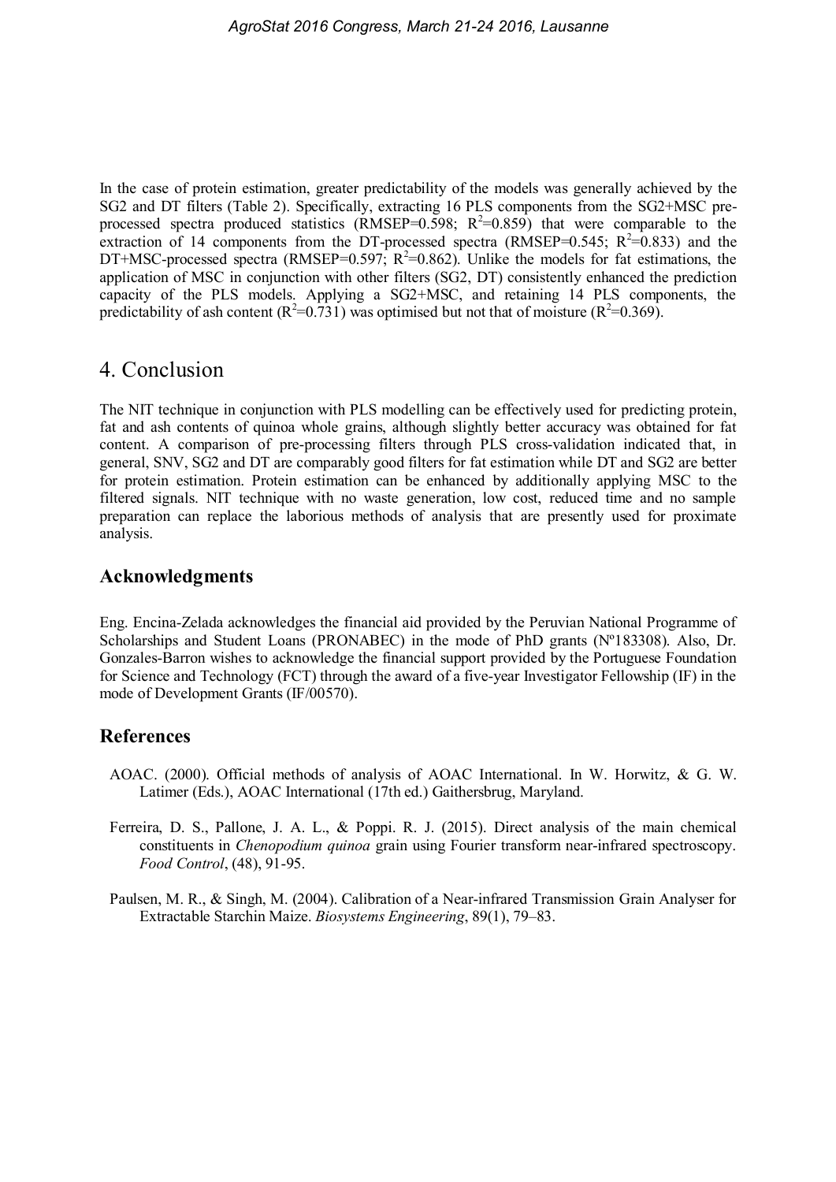In the case of protein estimation, greater predictability of the models was generally achieved by the SG2 and DT filters (Table 2). Specifically, extracting 16 PLS components from the SG2+MSC pre-processed spectra produced statistics (RMSEP=0.598; $R^2$=0.859) that were comparable to the extraction of 14 components from the DT-processed spectra (RMSEP=0.545; $R^2$=0.833) and the DT+MSC-processed spectra (RMSEP=0.597; $R^2$=0.862). Unlike the models for fat estimations, the application of MSC in conjunction with other filters (SG2, DT) consistently enhanced the prediction capacity of the PLS models. Applying a SG2+MSC, and retaining 14 PLS components, the predictability of ash content ($R^2$=0.731) was optimised but not that of moisture ($R^2$=0.369).

# 4. Conclusion

The NIT technique in conjunction with PLS modelling can be effectively used for predicting protein, fat and ash contents of quinoa whole grains, although slightly better accuracy was obtained for fat content. A comparison of pre-processing filters through PLS cross-validation indicated that, in general, SNV, SG2 and DT are comparably good filters for fat estimation while DT and SG2 are better for protein estimation. Protein estimation can be enhanced by additionally applying MSC to the filtered signals. NIT technique with no waste generation, low cost, reduced time and no sample preparation can replace the laborious methods of analysis that are presently used for proximate analysis.

## Acknowledgments

Eng. Encina-Zelada acknowledges the financial aid provided by the Peruvian National Programme of Scholarships and Student Loans (PRONABEC) in the mode of PhD grants (Nº183308). Also, Dr. Gonzales-Barron wishes to acknowledge the financial support provided by the Portuguese Foundation for Science and Technology (FCT) through the award of a five-year Investigator Fellowship (IF) in the mode of Development Grants (IF/00570).

## References

AOAC. (2000). Official methods of analysis of AOAC International. In W. Horwitz, & G. W. Latimer (Eds.), AOAC International (17th ed.) Gaithersbrug, Maryland.

Ferreira, D. S., Pallone, J. A. L., & Poppi. R. J. (2015). Direct analysis of the main chemical constituents in *Chenopodium quinoa* grain using Fourier transform near-infrared spectroscopy. *Food Control*, (48), 91-95.

Paulsen, M. R., & Singh, M. (2004). Calibration of a Near-infrared Transmission Grain Analyser for Extractable Starchin Maize. *Biosystems Engineering*, 89(1), 79–83.